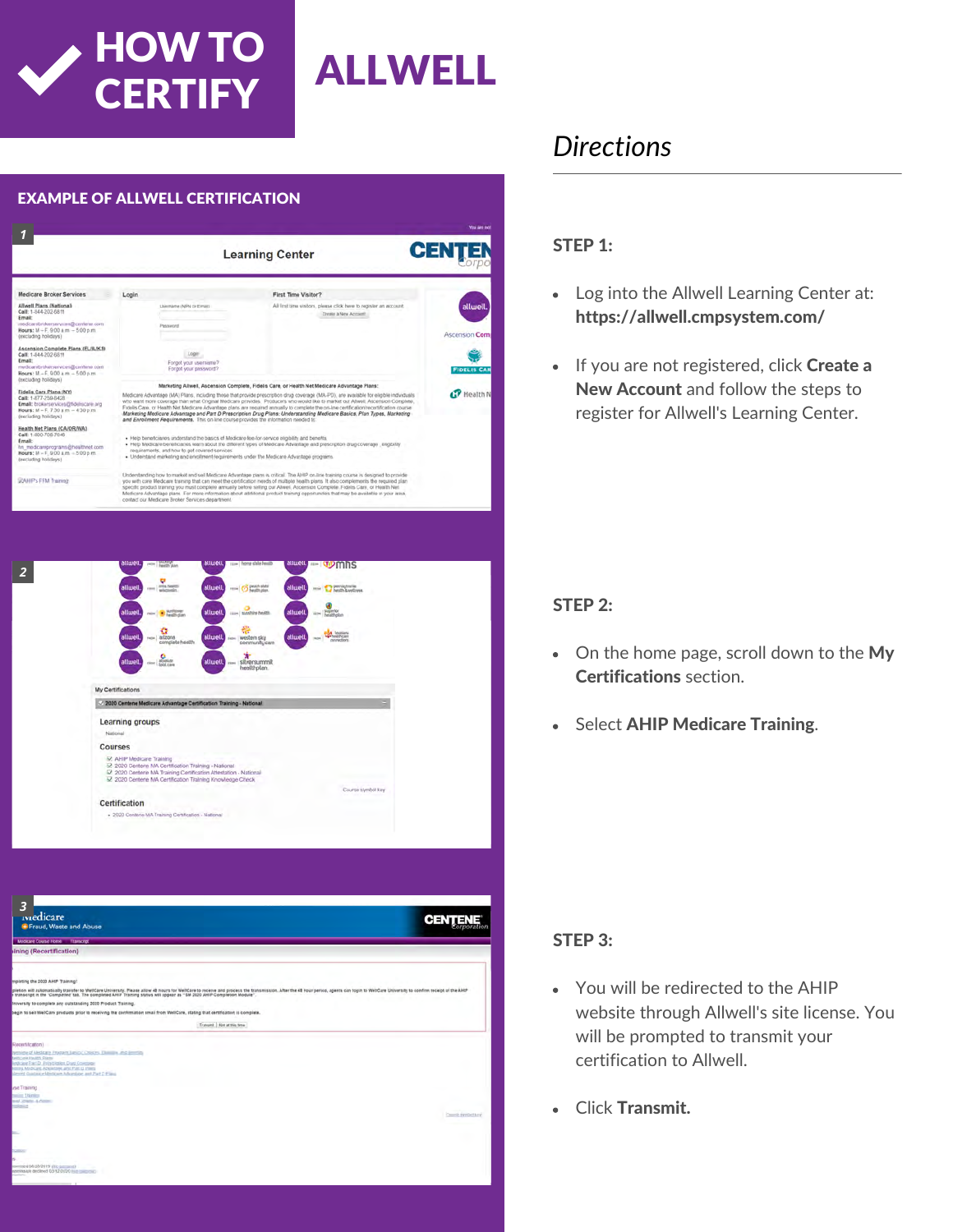# HOW TO CERTIFY ALLWELL

## EXAMPLE OF ALLWELL CERTIFICATION

## Directions

### STEP 1:

- Log into the Allwell Learning Center at: **https://allwell.cmpsystem.com/**
- If you are not registered, click **Create a New Account** and follow the steps to register for Allwell's Learning Center.

### STEP 2:

- On the home page, scroll down to the **My Certifications** section.
- Select **AHIP Medicare Training**.

### STEP 3:

- You will be redirected to the AHIP website through Allwell's site license. You will be prompted to transmit your certification to Allwell.
- Click **Transmit.**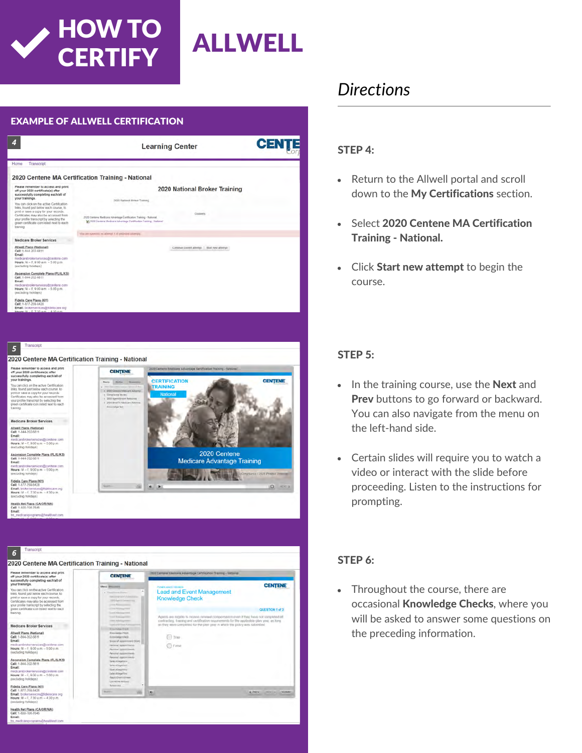# HOW TO CERTIFY

# ALLWELL

## EXAMPLE OF ALLWELL CERTIFICATION

## *Directions*

### STEP 4:

- Return to the Allwell portal and scroll down to the **My Certifications** section.
- Select **2020 Centene MA Certification Training - National.**
- Click **Start new attempt** to begin the course.

### STEP 5:

- In the training course, use the **Next** and **Prev** buttons to go forward or backward. You can also navigate from the menu on the left-hand side.
- Certain slides will require you to watch a video or interact with the slide before proceeding. Listen to the instructions for prompting.

### STEP 6:

- Throughout the course, there are occasional **Knowledge Checks**, where you will be asked to answer some questions on the preceding information.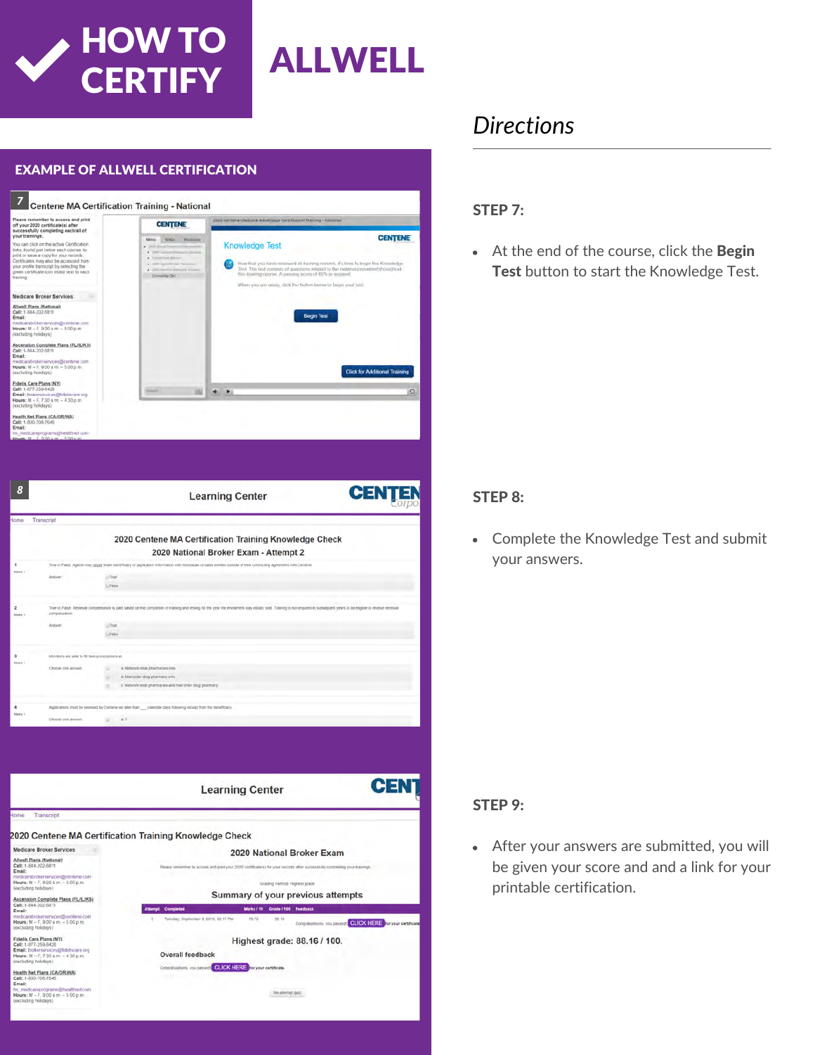# HOW TO CERTIFY

# ALLWELL

*Directions*

## EXAMPLE OF ALLWELL CERTIFICATION

### STEP 7:

- At the end of the course, click the **Begin Test** button to start the Knowledge Test.

### STEP 8:

- Complete the Knowledge Test and submit your answers.

### STEP 9:

- After your answers are submitted, you will be given your score and and a link for your printable certification.